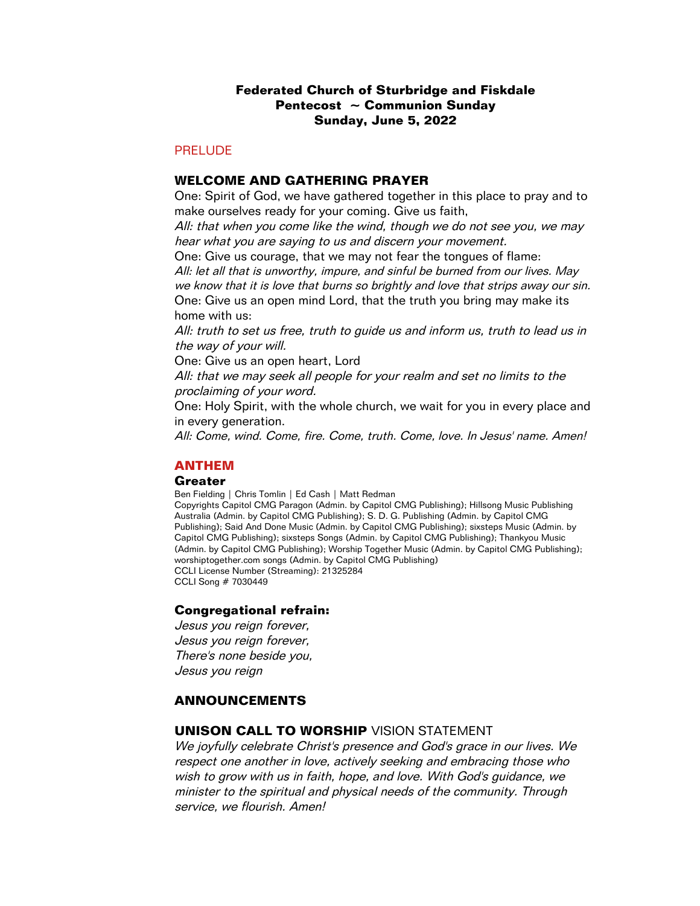# Federated Church of Sturbridge and Fiskdale
## Pentecost ~ Communion Sunday
## Sunday, June 5, 2022

PRELUDE

## WELCOME AND GATHERING PRAYER

One: Spirit of God, we have gathered together in this place to pray and to make ourselves ready for your coming. Give us faith,

*All: that when you come like the wind, though we do not see you, we may hear what you are saying to us and discern your movement.*

One: Give us courage, that we may not fear the tongues of flame:

*All: let all that is unworthy, impure, and sinful be burned from our lives. May we know that it is love that burns so brightly and love that strips away our sin.*

One: Give us an open mind Lord, that the truth you bring may make its home with us:

*All: truth to set us free, truth to guide us and inform us, truth to lead us in the way of your will.*

One: Give us an open heart, Lord

*All: that we may seek all people for your realm and set no limits to the proclaiming of your word.*

One: Holy Spirit, with the whole church, we wait for you in every place and in every generation.

*All: Come, wind. Come, fire. Come, truth. Come, love. In Jesus' name. Amen!*

## ANTHEM

### Greater

Ben Fielding | Chris Tomlin | Ed Cash | Matt Redman
Copyrights Capitol CMG Paragon (Admin. by Capitol CMG Publishing); Hillsong Music Publishing Australia (Admin. by Capitol CMG Publishing); S. D. G. Publishing (Admin. by Capitol CMG Publishing); Said And Done Music (Admin. by Capitol CMG Publishing); sixsteps Music (Admin. by Capitol CMG Publishing); sixsteps Songs (Admin. by Capitol CMG Publishing); Thankyou Music (Admin. by Capitol CMG Publishing); Worship Together Music (Admin. by Capitol CMG Publishing); worshiptogether.com songs (Admin. by Capitol CMG Publishing)
CCLI License Number (Streaming): 21325284
CCLI Song # 7030449

### Congregational refrain:

*Jesus you reign forever,*
*Jesus you reign forever,*
*There's none beside you,*
*Jesus you reign*

## ANNOUNCEMENTS

## UNISON CALL TO WORSHIP VISION STATEMENT

*We joyfully celebrate Christ's presence and God's grace in our lives. We respect one another in love, actively seeking and embracing those who wish to grow with us in faith, hope, and love. With God's guidance, we minister to the spiritual and physical needs of the community. Through service, we flourish. Amen!*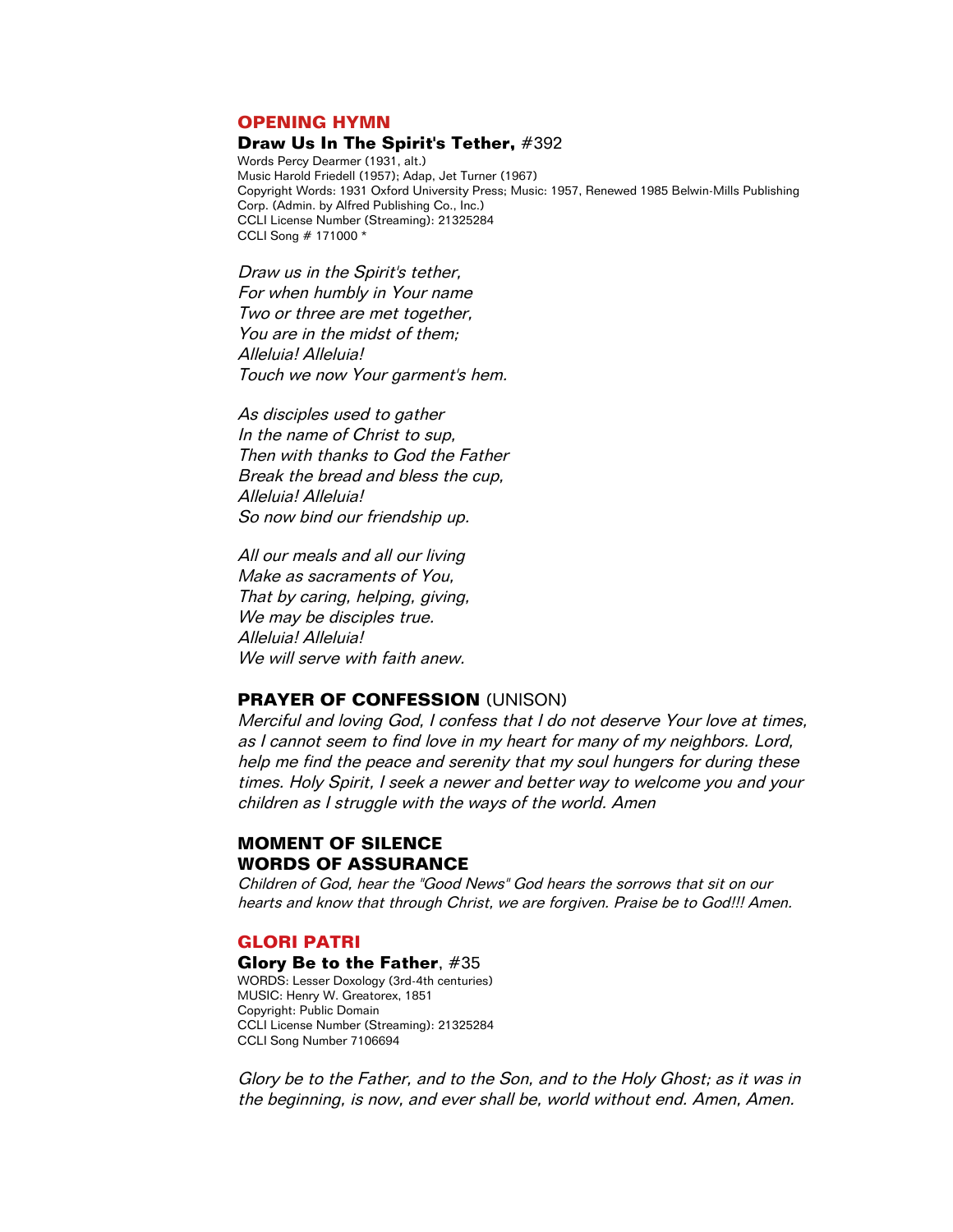## OPENING HYMN

**Draw Us In The Spirit's Tether,** #392

Words Percy Dearmer (1931, alt.)
Music Harold Friedell (1957); Adap, Jet Turner (1967)
Copyright Words: 1931 Oxford University Press; Music: 1957, Renewed 1985 Belwin-Mills Publishing Corp. (Admin. by Alfred Publishing Co., Inc.)
CCLI License Number (Streaming): 21325284
CCLI Song # 171000 *

*Draw us in the Spirit's tether,*
*For when humbly in Your name*
*Two or three are met together,*
*You are in the midst of them;*
*Alleluia! Alleluia!*
*Touch we now Your garment's hem.*

*As disciples used to gather*
*In the name of Christ to sup,*
*Then with thanks to God the Father*
*Break the bread and bless the cup,*
*Alleluia! Alleluia!*
*So now bind our friendship up.*

*All our meals and all our living*
*Make as sacraments of You,*
*That by caring, helping, giving,*
*We may be disciples true.*
*Alleluia! Alleluia!*
*We will serve with faith anew.*

## PRAYER OF CONFESSION (UNISON)

*Merciful and loving God, I confess that I do not deserve Your love at times, as I cannot seem to find love in my heart for many of my neighbors. Lord, help me find the peace and serenity that my soul hungers for during these times. Holy Spirit, I seek a newer and better way to welcome you and your children as I struggle with the ways of the world. Amen*

## MOMENT OF SILENCE

## WORDS OF ASSURANCE

*Children of God, hear the "Good News" God hears the sorrows that sit on our hearts and know that through Christ, we are forgiven. Praise be to God!!! Amen.*

## GLORI PATRI

**Glory Be to the Father**, #35

WORDS: Lesser Doxology (3rd-4th centuries)
MUSIC: Henry W. Greatorex, 1851
Copyright: Public Domain
CCLI License Number (Streaming): 21325284
CCLI Song Number 7106694

*Glory be to the Father, and to the Son, and to the Holy Ghost; as it was in the beginning, is now, and ever shall be, world without end. Amen, Amen.*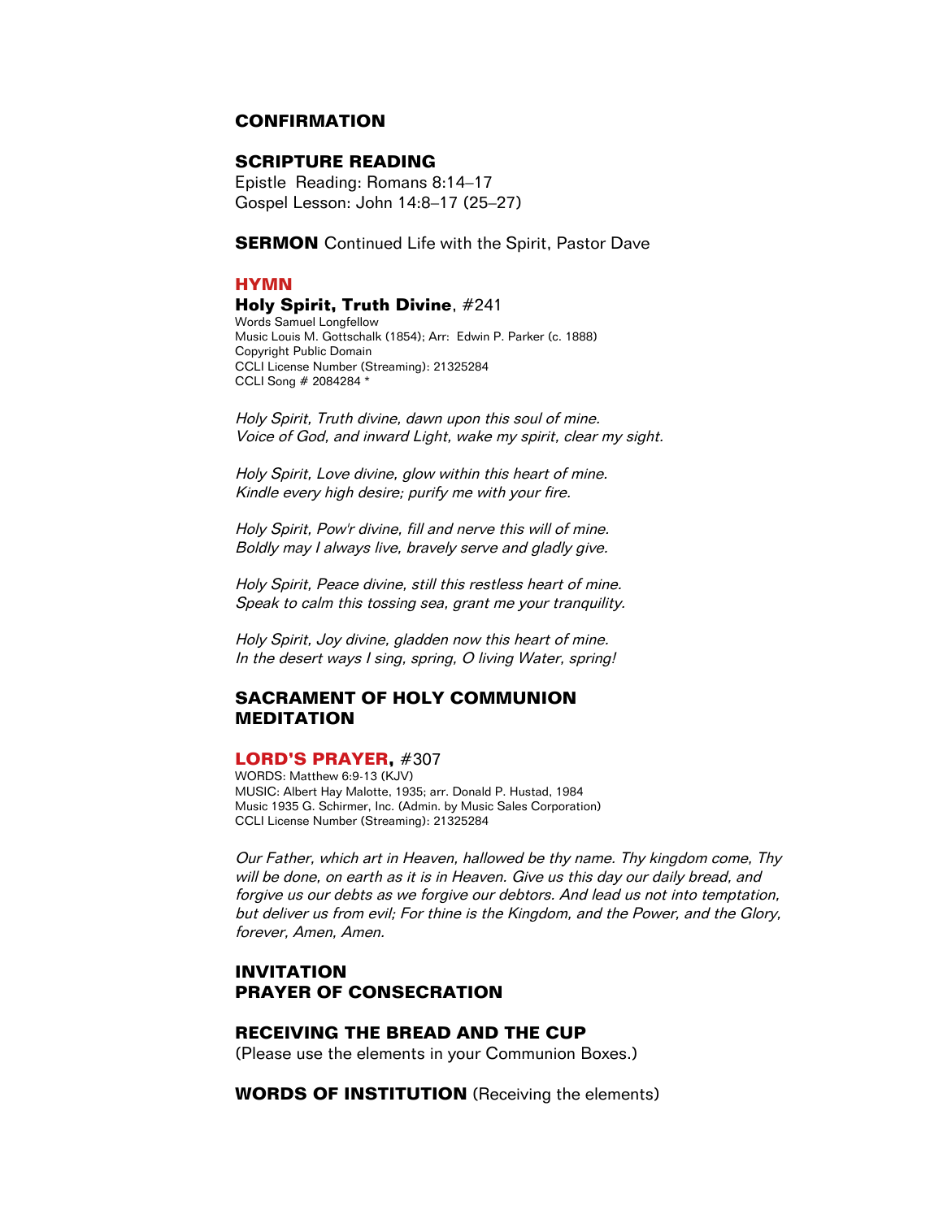## CONFIRMATION

## SCRIPTURE READING

Epistle Reading: Romans 8:14–17
Gospel Lesson: John 14:8–17 (25–27)

**SERMON** Continued Life with the Spirit, Pastor Dave

## HYMN

**Holy Spirit, Truth Divine**, #241

Words Samuel Longfellow
Music Louis M. Gottschalk (1854); Arr: Edwin P. Parker (c. 1888)
Copyright Public Domain
CCLI License Number (Streaming): 21325284
CCLI Song # 2084284 *

*Holy Spirit, Truth divine, dawn upon this soul of mine.*
*Voice of God, and inward Light, wake my spirit, clear my sight.*

*Holy Spirit, Love divine, glow within this heart of mine.*
*Kindle every high desire; purify me with your fire.*

*Holy Spirit, Pow'r divine, fill and nerve this will of mine.*
*Boldly may I always live, bravely serve and gladly give.*

*Holy Spirit, Peace divine, still this restless heart of mine.*
*Speak to calm this tossing sea, grant me your tranquility.*

*Holy Spirit, Joy divine, gladden now this heart of mine.*
*In the desert ways I sing, spring, O living Water, spring!*

## SACRAMENT OF HOLY COMMUNION
## MEDITATION

## LORD'S PRAYER, #307

WORDS: Matthew 6:9-13 (KJV)
MUSIC: Albert Hay Malotte, 1935; arr. Donald P. Hustad, 1984
Music 1935 G. Schirmer, Inc. (Admin. by Music Sales Corporation)
CCLI License Number (Streaming): 21325284

*Our Father, which art in Heaven, hallowed be thy name. Thy kingdom come, Thy will be done, on earth as it is in Heaven. Give us this day our daily bread, and forgive us our debts as we forgive our debtors. And lead us not into temptation, but deliver us from evil; For thine is the Kingdom, and the Power, and the Glory, forever, Amen, Amen.*

## INVITATION
## PRAYER OF CONSECRATION

## RECEIVING THE BREAD AND THE CUP

(Please use the elements in your Communion Boxes.)

**WORDS OF INSTITUTION** (Receiving the elements)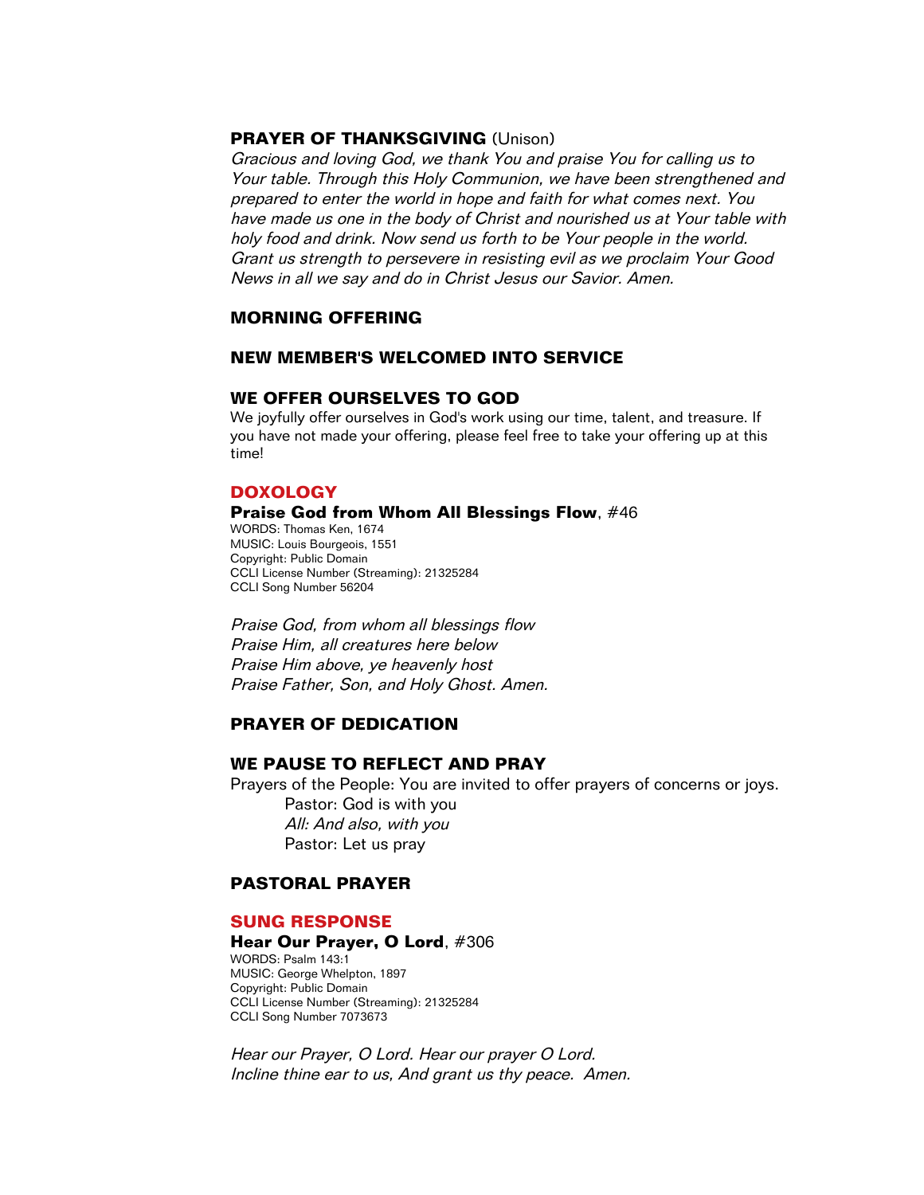## PRAYER OF THANKSGIVING (Unison)

*Gracious and loving God, we thank You and praise You for calling us to Your table. Through this Holy Communion, we have been strengthened and prepared to enter the world in hope and faith for what comes next. You have made us one in the body of Christ and nourished us at Your table with holy food and drink. Now send us forth to be Your people in the world. Grant us strength to persevere in resisting evil as we proclaim Your Good News in all we say and do in Christ Jesus our Savior. Amen.*

## MORNING OFFERING

## NEW MEMBER'S WELCOMED INTO SERVICE

## WE OFFER OURSELVES TO GOD

We joyfully offer ourselves in God's work using our time, talent, and treasure. If you have not made your offering, please feel free to take your offering up at this time!

## DOXOLOGY

**Praise God from Whom All Blessings Flow**, #46

WORDS: Thomas Ken, 1674
MUSIC: Louis Bourgeois, 1551
Copyright: Public Domain
CCLI License Number (Streaming): 21325284
CCLI Song Number 56204

*Praise God, from whom all blessings flow*
*Praise Him, all creatures here below*
*Praise Him above, ye heavenly host*
*Praise Father, Son, and Holy Ghost. Amen.*

## PRAYER OF DEDICATION

## WE PAUSE TO REFLECT AND PRAY

Prayers of the People: You are invited to offer prayers of concerns or joys.

Pastor: God is with you
*All: And also, with you*
Pastor: Let us pray

## PASTORAL PRAYER

## SUNG RESPONSE

**Hear Our Prayer, O Lord**, #306

WORDS: Psalm 143:1
MUSIC: George Whelpton, 1897
Copyright: Public Domain
CCLI License Number (Streaming): 21325284
CCLI Song Number 7073673

*Hear our Prayer, O Lord. Hear our prayer O Lord.*
*Incline thine ear to us, And grant us thy peace. Amen.*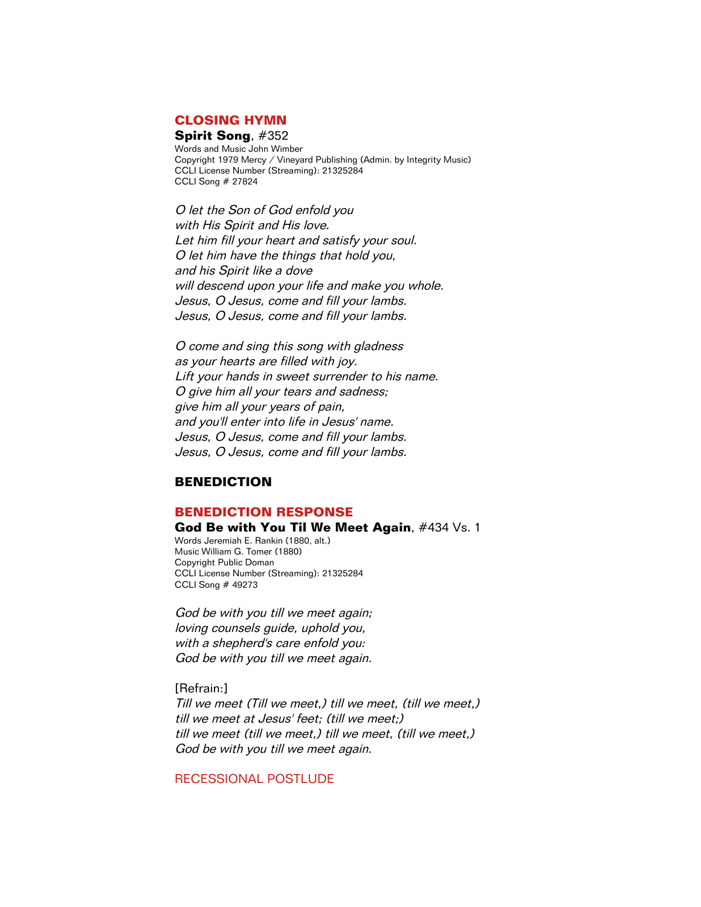## CLOSING HYMN

**Spirit Song**, #352
Words and Music John Wimber
Copyright 1979 Mercy / Vineyard Publishing (Admin. by Integrity Music)
CCLI License Number (Streaming): 21325284
CCLI Song # 27824

*O let the Son of God enfold you*
*with His Spirit and His love.*
*Let him fill your heart and satisfy your soul.*
*O let him have the things that hold you,*
*and his Spirit like a dove*
*will descend upon your life and make you whole.*
*Jesus, O Jesus, come and fill your lambs.*
*Jesus, O Jesus, come and fill your lambs.*

*O come and sing this song with gladness*
*as your hearts are filled with joy.*
*Lift your hands in sweet surrender to his name.*
*O give him all your tears and sadness;*
*give him all your years of pain,*
*and you'll enter into life in Jesus' name.*
*Jesus, O Jesus, come and fill your lambs.*
*Jesus, O Jesus, come and fill your lambs.*

## BENEDICTION

## BENEDICTION RESPONSE

**God Be with You Til We Meet Again**, #434 Vs. 1
Words Jeremiah E. Rankin (1880, alt.)
Music William G. Tomer (1880)
Copyright Public Doman
CCLI License Number (Streaming): 21325284
CCLI Song # 49273

*God be with you till we meet again;*
*loving counsels guide, uphold you,*
*with a shepherd's care enfold you:*
*God be with you till we meet again.*

[Refrain:]
*Till we meet (Till we meet,) till we meet, (till we meet,)*
*till we meet at Jesus' feet; (till we meet;)*
*till we meet (till we meet,) till we meet, (till we meet,)*
*God be with you till we meet again.*

RECESSIONAL POSTLUDE